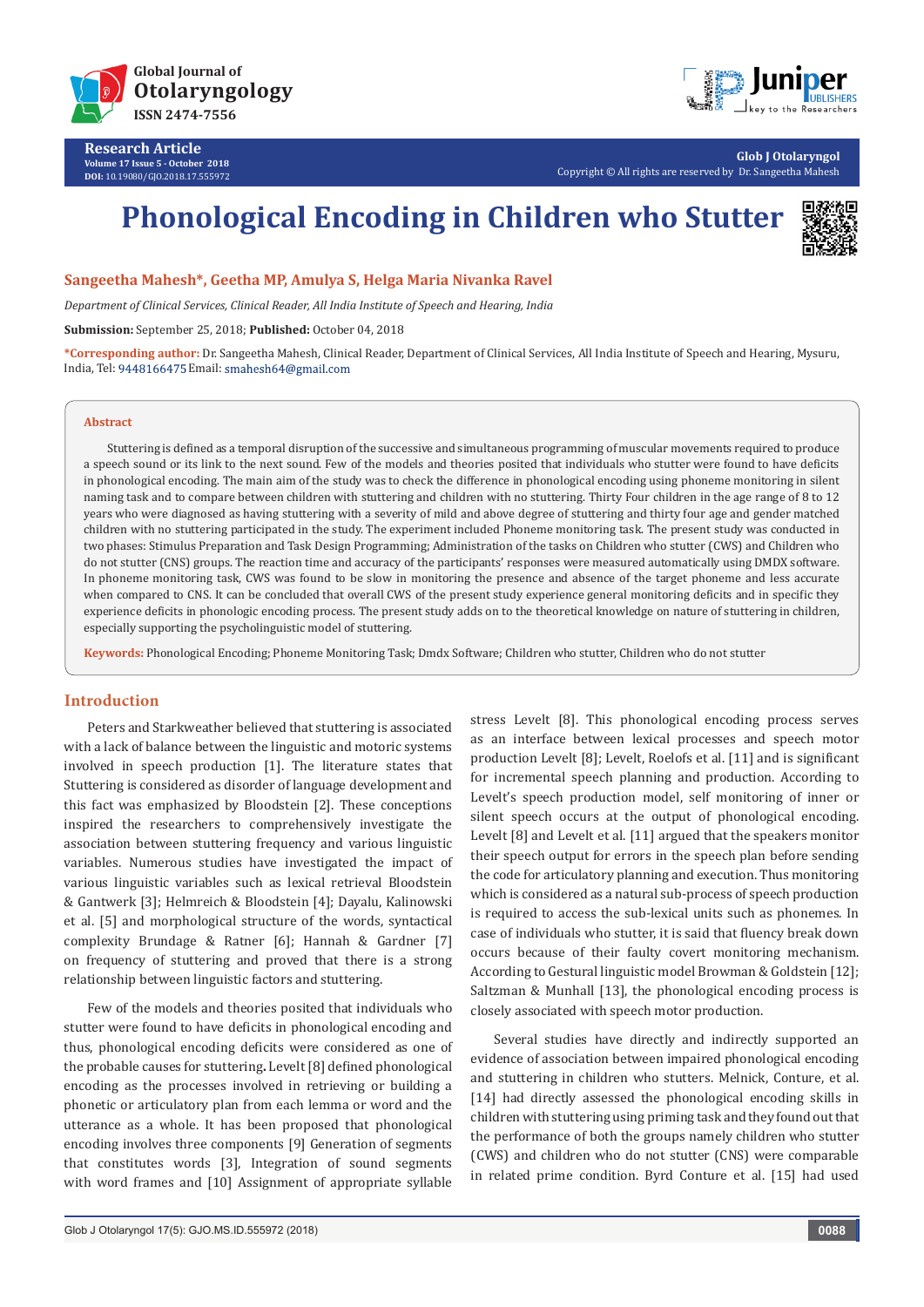# Phonological Encoding in Children who Stutter

**Sangeetha Mahesh*, Geetha MP, Amulya S, Helga Maria Nivanka Ravel**

*Department of Clinical Services, Clinical Reader, All India Institute of Speech and Hearing, India*

**Submission:** September 25, 2018; **Published:** October 04, 2018

***Corresponding author:** Dr. Sangeetha Mahesh, Clinical Reader, Department of Clinical Services, All India Institute of Speech and Hearing, Mysuru, India, Tel: 9448166475 Email: smahesh64@gmail.com

## Abstract

Stuttering is defined as a temporal disruption of the successive and simultaneous programming of muscular movements required to produce a speech sound or its link to the next sound. Few of the models and theories posited that individuals who stutter were found to have deficits in phonological encoding. The main aim of the study was to check the difference in phonological encoding using phoneme monitoring in silent naming task and to compare between children with stuttering and children with no stuttering. Thirty Four children in the age range of 8 to 12 years who were diagnosed as having stuttering with a severity of mild and above degree of stuttering and thirty four age and gender matched children with no stuttering participated in the study. The experiment included Phoneme monitoring task. The present study was conducted in two phases: Stimulus Preparation and Task Design Programming; Administration of the tasks on Children who stutter (CWS) and Children who do not stutter (CNS) groups. The reaction time and accuracy of the participants' responses were measured automatically using DMDX software. In phoneme monitoring task, CWS was found to be slow in monitoring the presence and absence of the target phoneme and less accurate when compared to CNS. It can be concluded that overall CWS of the present study experience general monitoring deficits and in specific they experience deficits in phonologic encoding process. The present study adds on to the theoretical knowledge on nature of stuttering in children, especially supporting the psycholinguistic model of stuttering.

**Keywords:** Phonological Encoding; Phoneme Monitoring Task; Dmdx Software; Children who stutter, Children who do not stutter

## Introduction

Peters and Starkweather believed that stuttering is associated with a lack of balance between the linguistic and motoric systems involved in speech production [1]. The literature states that Stuttering is considered as disorder of language development and this fact was emphasized by Bloodstein [2]. These conceptions inspired the researchers to comprehensively investigate the association between stuttering frequency and various linguistic variables. Numerous studies have investigated the impact of various linguistic variables such as lexical retrieval Bloodstein & Gantwerk [3]; Helmreich & Bloodstein [4]; Dayalu, Kalinowski et al. [5] and morphological structure of the words, syntactical complexity Brundage & Ratner [6]; Hannah & Gardner [7] on frequency of stuttering and proved that there is a strong relationship between linguistic factors and stuttering.

Few of the models and theories posited that individuals who stutter were found to have deficits in phonological encoding and thus, phonological encoding deficits were considered as one of the probable causes for stuttering**.** Levelt [8] defined phonological encoding as the processes involved in retrieving or building a phonetic or articulatory plan from each lemma or word and the utterance as a whole. It has been proposed that phonological encoding involves three components [9] Generation of segments that constitutes words [3], Integration of sound segments with word frames and [10] Assignment of appropriate syllable stress Levelt [8]. This phonological encoding process serves as an interface between lexical processes and speech motor production Levelt [8]; Levelt, Roelofs et al. [11] and is significant for incremental speech planning and production. According to Levelt's speech production model, self monitoring of inner or silent speech occurs at the output of phonological encoding. Levelt [8] and Levelt et al. [11] argued that the speakers monitor their speech output for errors in the speech plan before sending the code for articulatory planning and execution. Thus monitoring which is considered as a natural sub-process of speech production is required to access the sub-lexical units such as phonemes. In case of individuals who stutter, it is said that fluency break down occurs because of their faulty covert monitoring mechanism. According to Gestural linguistic model Browman & Goldstein [12]; Saltzman & Munhall [13], the phonological encoding process is closely associated with speech motor production.

Several studies have directly and indirectly supported an evidence of association between impaired phonological encoding and stuttering in children who stutters. Melnick, Conture, et al. [14] had directly assessed the phonological encoding skills in children with stuttering using priming task and they found out that the performance of both the groups namely children who stutter (CWS) and children who do not stutter (CNS) were comparable in related prime condition. Byrd Conture et al. [15] had used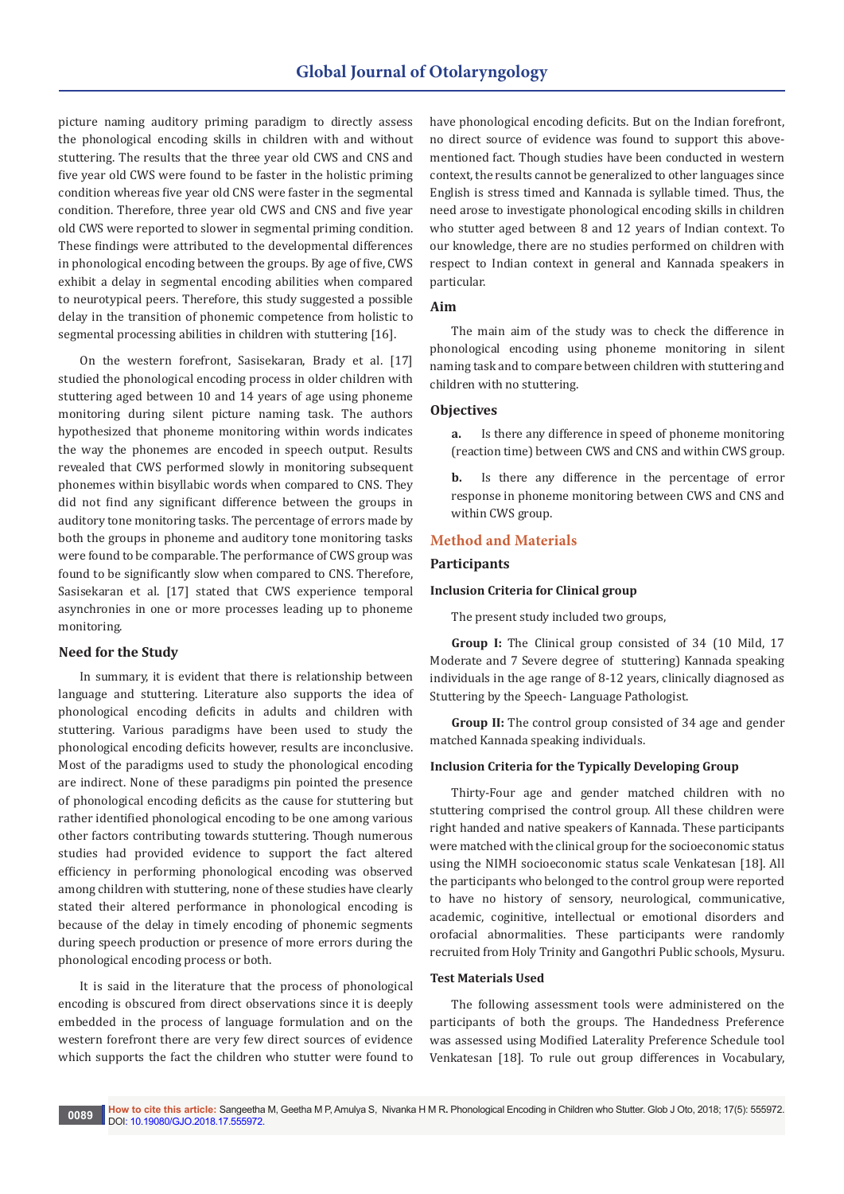picture naming auditory priming paradigm to directly assess the phonological encoding skills in children with and without stuttering. The results that the three year old CWS and CNS and five year old CWS were found to be faster in the holistic priming condition whereas five year old CNS were faster in the segmental condition. Therefore, three year old CWS and CNS and five year old CWS were reported to slower in segmental priming condition. These findings were attributed to the developmental differences in phonological encoding between the groups. By age of five, CWS exhibit a delay in segmental encoding abilities when compared to neurotypical peers. Therefore, this study suggested a possible delay in the transition of phonemic competence from holistic to segmental processing abilities in children with stuttering [16].

On the western forefront, Sasisekaran, Brady et al. [17] studied the phonological encoding process in older children with stuttering aged between 10 and 14 years of age using phoneme monitoring during silent picture naming task. The authors hypothesized that phoneme monitoring within words indicates the way the phonemes are encoded in speech output. Results revealed that CWS performed slowly in monitoring subsequent phonemes within bisyllabic words when compared to CNS. They did not find any significant difference between the groups in auditory tone monitoring tasks. The percentage of errors made by both the groups in phoneme and auditory tone monitoring tasks were found to be comparable. The performance of CWS group was found to be significantly slow when compared to CNS. Therefore, Sasisekaran et al. [17] stated that CWS experience temporal asynchronies in one or more processes leading up to phoneme monitoring.

### Need for the Study

In summary, it is evident that there is relationship between language and stuttering. Literature also supports the idea of phonological encoding deficits in adults and children with stuttering. Various paradigms have been used to study the phonological encoding deficits however, results are inconclusive. Most of the paradigms used to study the phonological encoding are indirect. None of these paradigms pin pointed the presence of phonological encoding deficits as the cause for stuttering but rather identified phonological encoding to be one among various other factors contributing towards stuttering. Though numerous studies had provided evidence to support the fact altered efficiency in performing phonological encoding was observed among children with stuttering, none of these studies have clearly stated their altered performance in phonological encoding is because of the delay in timely encoding of phonemic segments during speech production or presence of more errors during the phonological encoding process or both.

It is said in the literature that the process of phonological encoding is obscured from direct observations since it is deeply embedded in the process of language formulation and on the western forefront there are very few direct sources of evidence which supports the fact the children who stutter were found to have phonological encoding deficits. But on the Indian forefront, no direct source of evidence was found to support this above-mentioned fact. Though studies have been conducted in western context, the results cannot be generalized to other languages since English is stress timed and Kannada is syllable timed. Thus, the need arose to investigate phonological encoding skills in children who stutter aged between 8 and 12 years of Indian context. To our knowledge, there are no studies performed on children with respect to Indian context in general and Kannada speakers in particular.

### Aim

The main aim of the study was to check the difference in phonological encoding using phoneme monitoring in silent naming task and to compare between children with stuttering and children with no stuttering.

### Objectives

**a.** Is there any difference in speed of phoneme monitoring (reaction time) between CWS and CNS and within CWS group.

**b.** Is there any difference in the percentage of error response in phoneme monitoring between CWS and CNS and within CWS group.

## Method and Materials

### Participants

#### Inclusion Criteria for Clinical group

The present study included two groups,

**Group I:** The Clinical group consisted of 34 (10 Mild, 17 Moderate and 7 Severe degree of stuttering) Kannada speaking individuals in the age range of 8-12 years, clinically diagnosed as Stuttering by the Speech- Language Pathologist.

**Group II:** The control group consisted of 34 age and gender matched Kannada speaking individuals.

#### Inclusion Criteria for the Typically Developing Group

Thirty-Four age and gender matched children with no stuttering comprised the control group. All these children were right handed and native speakers of Kannada. These participants were matched with the clinical group for the socioeconomic status using the NIMH socioeconomic status scale Venkatesan [18]. All the participants who belonged to the control group were reported to have no history of sensory, neurological, communicative, academic, coginitive, intellectual or emotional disorders and orofacial abnormalities. These participants were randomly recruited from Holy Trinity and Gangothri Public schools, Mysuru.

#### Test Materials Used

The following assessment tools were administered on the participants of both the groups. The Handedness Preference was assessed using Modified Laterality Preference Schedule tool Venkatesan [18]. To rule out group differences in Vocabulary,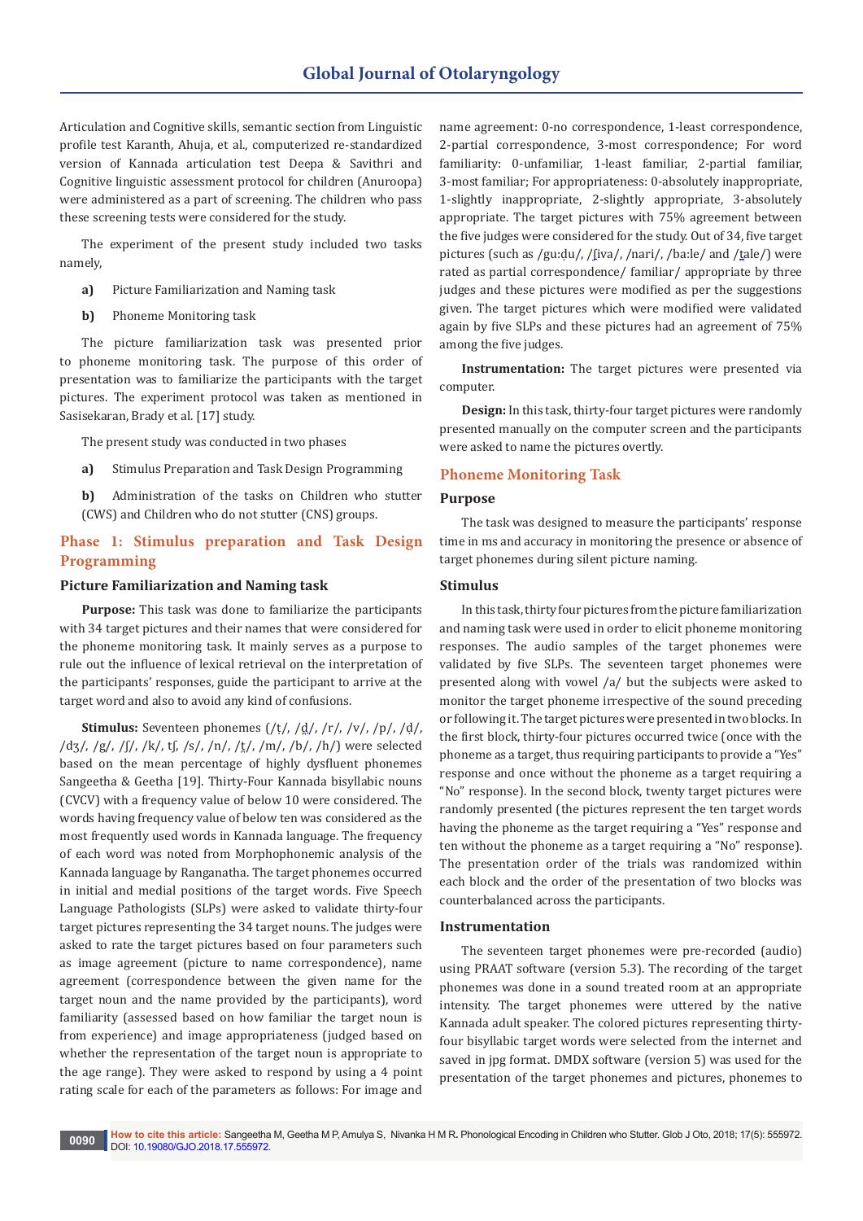Articulation and Cognitive skills, semantic section from Linguistic profile test Karanth, Ahuja, et al., computerized re-standardized version of Kannada articulation test Deepa & Savithri and Cognitive linguistic assessment protocol for children (Anuroopa) were administered as a part of screening. The children who pass these screening tests were considered for the study.

The experiment of the present study included two tasks namely,

**a)** Picture Familiarization and Naming task

**b)** Phoneme Monitoring task

The picture familiarization task was presented prior to phoneme monitoring task. The purpose of this order of presentation was to familiarize the participants with the target pictures. The experiment protocol was taken as mentioned in Sasisekaran, Brady et al. [17] study.

The present study was conducted in two phases

**a)** Stimulus Preparation and Task Design Programming

**b)** Administration of the tasks on Children who stutter (CWS) and Children who do not stutter (CNS) groups.

## Phase 1: Stimulus preparation and Task Design Programming

### Picture Familiarization and Naming task

**Purpose:** This task was done to familiarize the participants with 34 target pictures and their names that were considered for the phoneme monitoring task. It mainly serves as a purpose to rule out the influence of lexical retrieval on the interpretation of the participants' responses, guide the participant to arrive at the target word and also to avoid any kind of confusions.

**Stimulus:** Seventeen phonemes (/t̪/, /d̪/, /r/, /v/, /p/, /d/, /dʒ/, /g/, /ʃ/, /k/, tʃ, /s/, /n/, /t̪/, /m/, /b/, /h/) were selected based on the mean percentage of highly dysfluent phonemes Sangeetha & Geetha [19]. Thirty-Four Kannada bisyllabic nouns (CVCV) with a frequency value of below 10 were considered. The words having frequency value of below ten was considered as the most frequently used words in Kannada language. The frequency of each word was noted from Morphophonemic analysis of the Kannada language by Ranganatha. The target phonemes occurred in initial and medial positions of the target words. Five Speech Language Pathologists (SLPs) were asked to validate thirty-four target pictures representing the 34 target nouns. The judges were asked to rate the target pictures based on four parameters such as image agreement (picture to name correspondence), name agreement (correspondence between the given name for the target noun and the name provided by the participants), word familiarity (assessed based on how familiar the target noun is from experience) and image appropriateness (judged based on whether the representation of the target noun is appropriate to the age range). They were asked to respond by using a 4 point rating scale for each of the parameters as follows: For image and name agreement: 0-no correspondence, 1-least correspondence, 2-partial correspondence, 3-most correspondence; For word familiarity: 0-unfamiliar, 1-least familiar, 2-partial familiar, 3-most familiar; For appropriateness: 0-absolutely inappropriate, 1-slightly inappropriate, 2-slightly appropriate, 3-absolutely appropriate. The target pictures with 75% agreement between the five judges were considered for the study. Out of 34, five target pictures (such as /gu:ḍu/, /ʃiva/, /nari/, /ba:le/ and /t̪ale/) were rated as partial correspondence/ familiar/ appropriate by three judges and these pictures were modified as per the suggestions given. The target pictures which were modified were validated again by five SLPs and these pictures had an agreement of 75% among the five judges.

**Instrumentation:** The target pictures were presented via computer.

**Design:** In this task, thirty-four target pictures were randomly presented manually on the computer screen and the participants were asked to name the pictures overtly.

## Phoneme Monitoring Task

### Purpose

The task was designed to measure the participants' response time in ms and accuracy in monitoring the presence or absence of target phonemes during silent picture naming.

### Stimulus

In this task, thirty four pictures from the picture familiarization and naming task were used in order to elicit phoneme monitoring responses. The audio samples of the target phonemes were validated by five SLPs. The seventeen target phonemes were presented along with vowel /a/ but the subjects were asked to monitor the target phoneme irrespective of the sound preceding or following it. The target pictures were presented in two blocks. In the first block, thirty-four pictures occurred twice (once with the phoneme as a target, thus requiring participants to provide a "Yes" response and once without the phoneme as a target requiring a "No" response). In the second block, twenty target pictures were randomly presented (the pictures represent the ten target words having the phoneme as the target requiring a "Yes" response and ten without the phoneme as a target requiring a "No" response). The presentation order of the trials was randomized within each block and the order of the presentation of two blocks was counterbalanced across the participants.

### Instrumentation

The seventeen target phonemes were pre-recorded (audio) using PRAAT software (version 5.3). The recording of the target phonemes was done in a sound treated room at an appropriate intensity. The target phonemes were uttered by the native Kannada adult speaker. The colored pictures representing thirty-four bisyllabic target words were selected from the internet and saved in jpg format. DMDX software (version 5) was used for the presentation of the target phonemes and pictures, phonemes to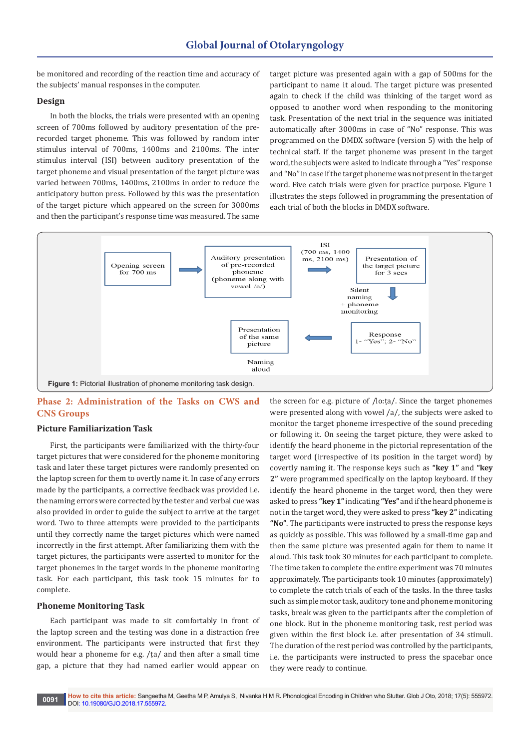be monitored and recording of the reaction time and accuracy of the subjects' manual responses in the computer.

### Design

In both the blocks, the trials were presented with an opening screen of 700ms followed by auditory presentation of the pre-recorded target phoneme. This was followed by random inter stimulus interval of 700ms, 1400ms and 2100ms. The inter stimulus interval (ISI) between auditory presentation of the target phoneme and visual presentation of the target picture was varied between 700ms, 1400ms, 2100ms in order to reduce the anticipatory button press. Followed by this was the presentation of the target picture which appeared on the screen for 3000ms and then the participant's response time was measured. The same target picture was presented again with a gap of 500ms for the participant to name it aloud. The target picture was presented again to check if the child was thinking of the target word as opposed to another word when responding to the monitoring task. Presentation of the next trial in the sequence was initiated automatically after 3000ms in case of "No" response. This was programmed on the DMDX software (version 5) with the help of technical staff. If the target phoneme was present in the target word, the subjects were asked to indicate through a "Yes" response and "No" in case if the target phoneme was not present in the target word. Five catch trials were given for practice purpose. Figure 1 illustrates the steps followed in programming the presentation of each trial of both the blocks in DMDX software.

Opening screen for 700 ms → Auditory presentation of pre-recorded phoneme (phoneme along with vowel /a/) → ISI (700 ms, 1400 ms, 2100 ms) → Presentation of the target picture for 3 secs → Silent naming + phoneme monitoring → Response 1- "Yes"; 2- "No" → Presentation of the same picture → Naming aloud

**Figure 1:** Pictorial illustration of phoneme monitoring task design.

## Phase 2: Administration of the Tasks on CWS and CNS Groups

### Picture Familiarization Task

First, the participants were familiarized with the thirty-four target pictures that were considered for the phoneme monitoring task and later these target pictures were randomly presented on the laptop screen for them to overtly name it. In case of any errors made by the participants, a corrective feedback was provided i.e. the naming errors were corrected by the tester and verbal cue was also provided in order to guide the subject to arrive at the target word. Two to three attempts were provided to the participants until they correctly name the target pictures which were named incorrectly in the first attempt. After familiarizing them with the target pictures, the participants were asserted to monitor for the target phonemes in the target words in the phoneme monitoring task. For each participant, this task took 15 minutes for to complete.

### Phoneme Monitoring Task

Each participant was made to sit comfortably in front of the laptop screen and the testing was done in a distraction free environment. The participants were instructed that first they would hear a phoneme for e.g. /ṭa/ and then after a small time gap, a picture that they had named earlier would appear on the screen for e.g. picture of /lo:ṭa/. Since the target phonemes were presented along with vowel /a/, the subjects were asked to monitor the target phoneme irrespective of the sound preceding or following it. On seeing the target picture, they were asked to identify the heard phoneme in the pictorial representation of the target word (irrespective of its position in the target word) by covertly naming it. The response keys such as **"key 1"** and **"key 2"** were programmed specifically on the laptop keyboard. If they identify the heard phoneme in the target word, then they were asked to press **"key 1"** indicating **"Yes"** and if the heard phoneme is not in the target word, they were asked to press **"key 2"** indicating **"No"**. The participants were instructed to press the response keys as quickly as possible. This was followed by a small-time gap and then the same picture was presented again for them to name it aloud. This task took 30 minutes for each participant to complete. The time taken to complete the entire experiment was 70 minutes approximately. The participants took 10 minutes (approximately) to complete the catch trials of each of the tasks. In the three tasks such as simple motor task, auditory tone and phoneme monitoring tasks, break was given to the participants after the completion of one block. But in the phoneme monitoring task, rest period was given within the first block i.e. after presentation of 34 stimuli. The duration of the rest period was controlled by the participants, i.e. the participants were instructed to press the spacebar once they were ready to continue.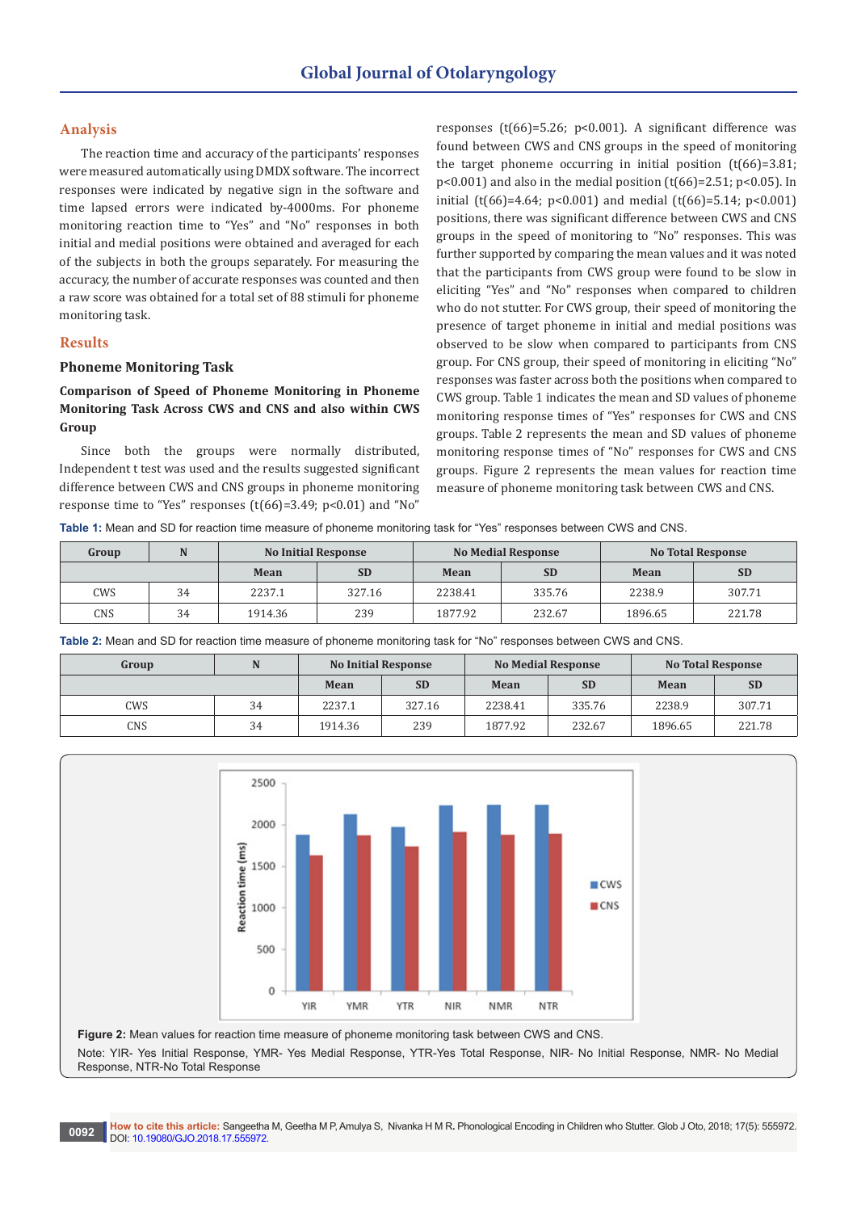## Analysis

The reaction time and accuracy of the participants' responses were measured automatically using DMDX software. The incorrect responses were indicated by negative sign in the software and time lapsed errors were indicated by-4000ms. For phoneme monitoring reaction time to "Yes" and "No" responses in both initial and medial positions were obtained and averaged for each of the subjects in both the groups separately. For measuring the accuracy, the number of accurate responses was counted and then a raw score was obtained for a total set of 88 stimuli for phoneme monitoring task.

## Results

### Phoneme Monitoring Task

**Comparison of Speed of Phoneme Monitoring in Phoneme Monitoring Task Across CWS and CNS and also within CWS Group**

Since both the groups were normally distributed, Independent t test was used and the results suggested significant difference between CWS and CNS groups in phoneme monitoring response time to "Yes" responses ($t(66)=3.49$; $p<0.01$) and "No" responses ($t(66)=5.26$; $p<0.001$). A significant difference was found between CWS and CNS groups in the speed of monitoring the target phoneme occurring in initial position ($t(66)=3.81$; $p<0.001$) and also in the medial position ($t(66)=2.51$; $p<0.05$). In initial ($t(66)=4.64$; $p<0.001$) and medial ($t(66)=5.14$; $p<0.001$) positions, there was significant difference between CWS and CNS groups in the speed of monitoring to "No" responses. This was further supported by comparing the mean values and it was noted that the participants from CWS group were found to be slow in eliciting "Yes" and "No" responses when compared to children who do not stutter. For CWS group, their speed of monitoring the presence of target phoneme in initial and medial positions was observed to be slow when compared to participants from CNS group. For CNS group, their speed of monitoring in eliciting "No" responses was faster across both the positions when compared to CWS group. Table 1 indicates the mean and SD values of phoneme monitoring response times of "Yes" responses for CWS and CNS groups. Table 2 represents the mean and SD values of phoneme monitoring response times of "No" responses for CWS and CNS groups. Figure 2 represents the mean values for reaction time measure of phoneme monitoring task between CWS and CNS.

**Table 1:** Mean and SD for reaction time measure of phoneme monitoring task for "Yes" responses between CWS and CNS.

| Group | N | No Initial Response | | No Medial Response | | No Total Response | |
|---|---|---|---|---|---|---|---|
| | | Mean | SD | Mean | SD | Mean | SD |
| CWS | 34 | 2237.1 | 327.16 | 2238.41 | 335.76 | 2238.9 | 307.71 |
| CNS | 34 | 1914.36 | 239 | 1877.92 | 232.67 | 1896.65 | 221.78 |

**Table 2:** Mean and SD for reaction time measure of phoneme monitoring task for "No" responses between CWS and CNS.

| Group | N | No Initial Response | | No Medial Response | | No Total Response | |
|---|---|---|---|---|---|---|---|
| | | Mean | SD | Mean | SD | Mean | SD |
| CWS | 34 | 2237.1 | 327.16 | 2238.41 | 335.76 | 2238.9 | 307.71 |
| CNS | 34 | 1914.36 | 239 | 1877.92 | 232.67 | 1896.65 | 221.78 |

**Figure 2:** Mean values for reaction time measure of phoneme monitoring task between CWS and CNS.

Note: YIR- Yes Initial Response, YMR- Yes Medial Response, YTR-Yes Total Response, NIR- No Initial Response, NMR- No Medial Response, NTR-No Total Response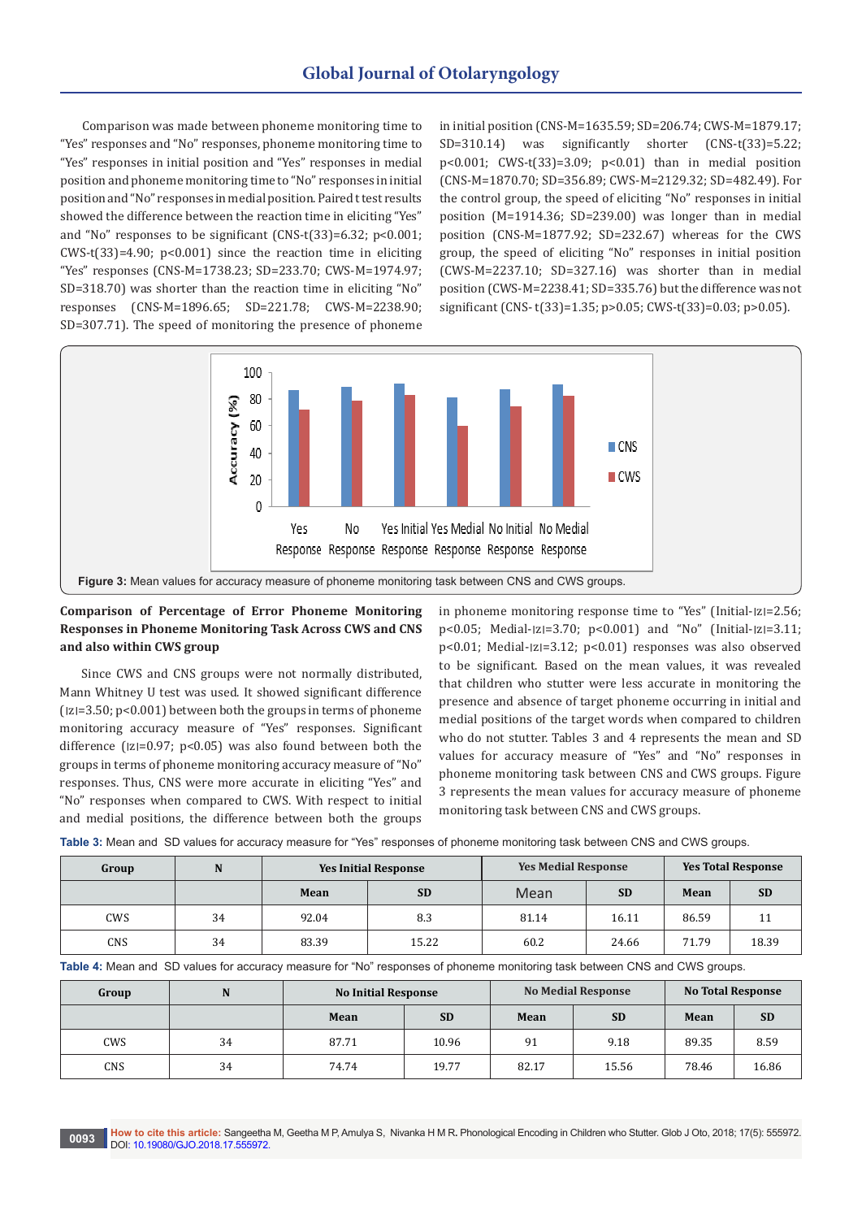Comparison was made between phoneme monitoring time to "Yes" responses and "No" responses, phoneme monitoring time to "Yes" responses in initial position and "Yes" responses in medial position and phoneme monitoring time to "No" responses in initial position and "No" responses in medial position. Paired t test results showed the difference between the reaction time in eliciting "Yes" and "No" responses to be significant (CNS-t(33)=6.32; p<0.001; CWS-t(33)=4.90; p<0.001) since the reaction time in eliciting "Yes" responses (CNS-M=1738.23; SD=233.70; CWS-M=1974.97; SD=318.70) was shorter than the reaction time in eliciting "No" responses (CNS-M=1896.65; SD=221.78; CWS-M=2238.90; SD=307.71). The speed of monitoring the presence of phoneme in initial position (CNS-M=1635.59; SD=206.74; CWS-M=1879.17; SD=310.14) was significantly shorter (CNS-t(33)=5.22; p<0.001; CWS-t(33)=3.09; p<0.01) than in medial position (CNS-M=1870.70; SD=356.89; CWS-M=2129.32; SD=482.49). For the control group, the speed of eliciting "No" responses in initial position (M=1914.36; SD=239.00) was longer than in medial position (CNS-M=1877.92; SD=232.67) whereas for the CWS group, the speed of eliciting "No" responses in initial position (CWS-M=2237.10; SD=327.16) was shorter than in medial position (CWS-M=2238.41; SD=335.76) but the difference was not significant (CNS- t(33)=1.35; p>0.05; CWS-t(33)=0.03; p>0.05).

**Figure 3:** Mean values for accuracy measure of phoneme monitoring task between CNS and CWS groups.

### Comparison of Percentage of Error Phoneme Monitoring Responses in Phoneme Monitoring Task Across CWS and CNS and also within CWS group

Since CWS and CNS groups were not normally distributed, Mann Whitney U test was used. It showed significant difference (|z|=3.50; p<0.001) between both the groups in terms of phoneme monitoring accuracy measure of "Yes" responses. Significant difference (|z|=0.97; p<0.05) was also found between both the groups in terms of phoneme monitoring accuracy measure of "No" responses. Thus, CNS were more accurate in eliciting "Yes" and "No" responses when compared to CWS. With respect to initial and medial positions, the difference between both the groups in phoneme monitoring response time to "Yes" (Initial-|z|=2.56; p<0.05; Medial-|z|=3.70; p<0.001) and "No" (Initial-|z|=3.11; p<0.01; Medial-|z|=3.12; p<0.01) responses was also observed to be significant. Based on the mean values, it was revealed that children who stutter were less accurate in monitoring the presence and absence of target phoneme occurring in initial and medial positions of the target words when compared to children who do not stutter. Tables 3 and 4 represents the mean and SD values for accuracy measure of "Yes" and "No" responses in phoneme monitoring task between CNS and CWS groups. Figure 3 represents the mean values for accuracy measure of phoneme monitoring task between CNS and CWS groups.

**Table 3:** Mean and SD values for accuracy measure for "Yes" responses of phoneme monitoring task between CNS and CWS groups.

| Group | N | Yes Initial Response | | Yes Medial Response | | Yes Total Response | |
|---|---|---|---|---|---|---|---|
| | | Mean | SD | Mean | SD | Mean | SD |
| CWS | 34 | 92.04 | 8.3 | 81.14 | 16.11 | 86.59 | 11 |
| CNS | 34 | 83.39 | 15.22 | 60.2 | 24.66 | 71.79 | 18.39 |

**Table 4:** Mean and SD values for accuracy measure for "No" responses of phoneme monitoring task between CNS and CWS groups.

| Group | N | No Initial Response | | No Medial Response | | No Total Response | |
|---|---|---|---|---|---|---|---|
| | | Mean | SD | Mean | SD | Mean | SD |
| CWS | 34 | 87.71 | 10.96 | 91 | 9.18 | 89.35 | 8.59 |
| CNS | 34 | 74.74 | 19.77 | 82.17 | 15.56 | 78.46 | 16.86 |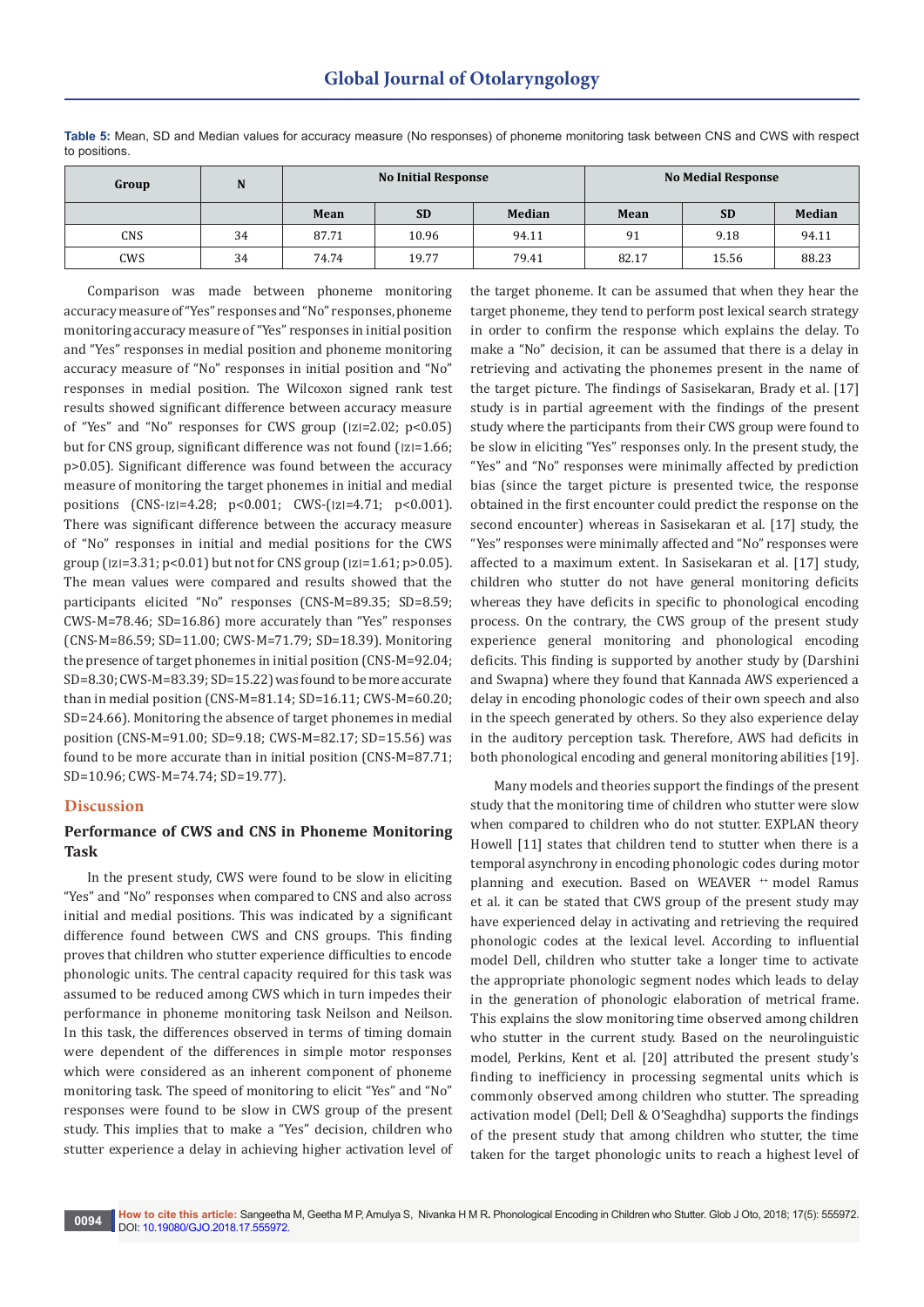**Table 5:** Mean, SD and Median values for accuracy measure (No responses) of phoneme monitoring task between CNS and CWS with respect to positions.

| Group | N | No Initial Response | | | No Medial Response | | |
|---|---|---|---|---|---|---|---|
| | | Mean | SD | Median | Mean | SD | Median |
| CNS | 34 | 87.71 | 10.96 | 94.11 | 91 | 9.18 | 94.11 |
| CWS | 34 | 74.74 | 19.77 | 79.41 | 82.17 | 15.56 | 88.23 |

Comparison was made between phoneme monitoring accuracy measure of "Yes" responses and "No" responses, phoneme monitoring accuracy measure of "Yes" responses in initial position and "Yes" responses in medial position and phoneme monitoring accuracy measure of "No" responses in initial position and "No" responses in medial position. The Wilcoxon signed rank test results showed significant difference between accuracy measure of "Yes" and "No" responses for CWS group ($|z|=2.02$; $p<0.05$) but for CNS group, significant difference was not found ($|z|=1.66$; $p>0.05$). Significant difference was found between the accuracy measure of monitoring the target phonemes in initial and medial positions (CNS-$|z|=4.28$; $p<0.001$; CWS-($|z|=4.71$; $p<0.001$). There was significant difference between the accuracy measure of "No" responses in initial and medial positions for the CWS group ($|z|=3.31$; $p<0.01$) but not for CNS group ($|z|=1.61$; $p>0.05$). The mean values were compared and results showed that the participants elicited "No" responses (CNS-M=89.35; SD=8.59; CWS-M=78.46; SD=16.86) more accurately than "Yes" responses (CNS-M=86.59; SD=11.00; CWS-M=71.79; SD=18.39). Monitoring the presence of target phonemes in initial position (CNS-M=92.04; SD=8.30; CWS-M=83.39; SD=15.22) was found to be more accurate than in medial position (CNS-M=81.14; SD=16.11; CWS-M=60.20; SD=24.66). Monitoring the absence of target phonemes in medial position (CNS-M=91.00; SD=9.18; CWS-M=82.17; SD=15.56) was found to be more accurate than in initial position (CNS-M=87.71; SD=10.96; CWS-M=74.74; SD=19.77).

## Discussion

### Performance of CWS and CNS in Phoneme Monitoring Task

In the present study, CWS were found to be slow in eliciting "Yes" and "No" responses when compared to CNS and also across initial and medial positions. This was indicated by a significant difference found between CWS and CNS groups. This finding proves that children who stutter experience difficulties to encode phonologic units. The central capacity required for this task was assumed to be reduced among CWS which in turn impedes their performance in phoneme monitoring task Neilson and Neilson. In this task, the differences observed in terms of timing domain were dependent of the differences in simple motor responses which were considered as an inherent component of phoneme monitoring task. The speed of monitoring to elicit "Yes" and "No" responses were found to be slow in CWS group of the present study. This implies that to make a "Yes" decision, children who stutter experience a delay in achieving higher activation level of the target phoneme. It can be assumed that when they hear the target phoneme, they tend to perform post lexical search strategy in order to confirm the response which explains the delay. To make a "No" decision, it can be assumed that there is a delay in retrieving and activating the phonemes present in the name of the target picture. The findings of Sasisekaran, Brady et al. [17] study is in partial agreement with the findings of the present study where the participants from their CWS group were found to be slow in eliciting "Yes" responses only. In the present study, the "Yes" and "No" responses were minimally affected by prediction bias (since the target picture is presented twice, the response obtained in the first encounter could predict the response on the second encounter) whereas in Sasisekaran et al. [17] study, the "Yes" responses were minimally affected and "No" responses were affected to a maximum extent. In Sasisekaran et al. [17] study, children who stutter do not have general monitoring deficits whereas they have deficits in specific to phonological encoding process. On the contrary, the CWS group of the present study experience general monitoring and phonological encoding deficits. This finding is supported by another study by (Darshini and Swapna) where they found that Kannada AWS experienced a delay in encoding phonologic codes of their own speech and also in the speech generated by others. So they also experience delay in the auditory perception task. Therefore, AWS had deficits in both phonological encoding and general monitoring abilities [19].

Many models and theories support the findings of the present study that the monitoring time of children who stutter were slow when compared to children who do not stutter. EXPLAN theory Howell [11] states that children tend to stutter when there is a temporal asynchrony in encoding phonologic codes during motor planning and execution. Based on WEAVER ++ model Ramus et al. it can be stated that CWS group of the present study may have experienced delay in activating and retrieving the required phonologic codes at the lexical level. According to influential model Dell, children who stutter take a longer time to activate the appropriate phonologic segment nodes which leads to delay in the generation of phonologic elaboration of metrical frame. This explains the slow monitoring time observed among children who stutter in the current study. Based on the neurolinguistic model, Perkins, Kent et al. [20] attributed the present study's finding to inefficiency in processing segmental units which is commonly observed among children who stutter. The spreading activation model (Dell; Dell & O'Seaghdha) supports the findings of the present study that among children who stutter, the time taken for the target phonologic units to reach a highest level of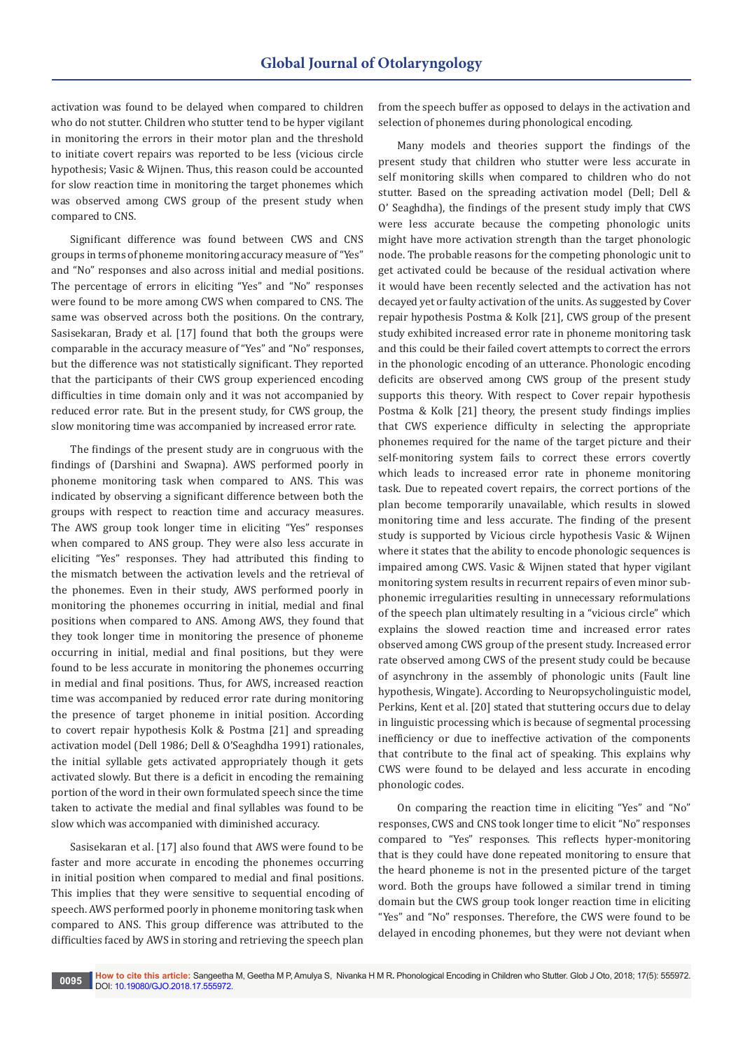activation was found to be delayed when compared to children who do not stutter. Children who stutter tend to be hyper vigilant in monitoring the errors in their motor plan and the threshold to initiate covert repairs was reported to be less (vicious circle hypothesis; Vasic & Wijnen. Thus, this reason could be accounted for slow reaction time in monitoring the target phonemes which was observed among CWS group of the present study when compared to CNS.

Significant difference was found between CWS and CNS groups in terms of phoneme monitoring accuracy measure of "Yes" and "No" responses and also across initial and medial positions. The percentage of errors in eliciting "Yes" and "No" responses were found to be more among CWS when compared to CNS. The same was observed across both the positions. On the contrary, Sasisekaran, Brady et al. [17] found that both the groups were comparable in the accuracy measure of "Yes" and "No" responses, but the difference was not statistically significant. They reported that the participants of their CWS group experienced encoding difficulties in time domain only and it was not accompanied by reduced error rate. But in the present study, for CWS group, the slow monitoring time was accompanied by increased error rate.

The findings of the present study are in congruous with the findings of (Darshini and Swapna). AWS performed poorly in phoneme monitoring task when compared to ANS. This was indicated by observing a significant difference between both the groups with respect to reaction time and accuracy measures. The AWS group took longer time in eliciting "Yes" responses when compared to ANS group. They were also less accurate in eliciting "Yes" responses. They had attributed this finding to the mismatch between the activation levels and the retrieval of the phonemes. Even in their study, AWS performed poorly in monitoring the phonemes occurring in initial, medial and final positions when compared to ANS. Among AWS, they found that they took longer time in monitoring the presence of phoneme occurring in initial, medial and final positions, but they were found to be less accurate in monitoring the phonemes occurring in medial and final positions. Thus, for AWS, increased reaction time was accompanied by reduced error rate during monitoring the presence of target phoneme in initial position. According to covert repair hypothesis Kolk & Postma [21] and spreading activation model (Dell 1986; Dell & O'Seaghdha 1991) rationales, the initial syllable gets activated appropriately though it gets activated slowly. But there is a deficit in encoding the remaining portion of the word in their own formulated speech since the time taken to activate the medial and final syllables was found to be slow which was accompanied with diminished accuracy.

Sasisekaran et al. [17] also found that AWS were found to be faster and more accurate in encoding the phonemes occurring in initial position when compared to medial and final positions. This implies that they were sensitive to sequential encoding of speech. AWS performed poorly in phoneme monitoring task when compared to ANS. This group difference was attributed to the difficulties faced by AWS in storing and retrieving the speech plan from the speech buffer as opposed to delays in the activation and selection of phonemes during phonological encoding.

Many models and theories support the findings of the present study that children who stutter were less accurate in self monitoring skills when compared to children who do not stutter. Based on the spreading activation model (Dell; Dell & O' Seaghdha), the findings of the present study imply that CWS were less accurate because the competing phonologic units might have more activation strength than the target phonologic node. The probable reasons for the competing phonologic unit to get activated could be because of the residual activation where it would have been recently selected and the activation has not decayed yet or faulty activation of the units. As suggested by Cover repair hypothesis Postma & Kolk [21], CWS group of the present study exhibited increased error rate in phoneme monitoring task and this could be their failed covert attempts to correct the errors in the phonologic encoding of an utterance. Phonologic encoding deficits are observed among CWS group of the present study supports this theory. With respect to Cover repair hypothesis Postma & Kolk [21] theory, the present study findings implies that CWS experience difficulty in selecting the appropriate phonemes required for the name of the target picture and their self-monitoring system fails to correct these errors covertly which leads to increased error rate in phoneme monitoring task. Due to repeated covert repairs, the correct portions of the plan become temporarily unavailable, which results in slowed monitoring time and less accurate. The finding of the present study is supported by Vicious circle hypothesis Vasic & Wijnen where it states that the ability to encode phonologic sequences is impaired among CWS. Vasic & Wijnen stated that hyper vigilant monitoring system results in recurrent repairs of even minor sub-phonemic irregularities resulting in unnecessary reformulations of the speech plan ultimately resulting in a "vicious circle" which explains the slowed reaction time and increased error rates observed among CWS group of the present study. Increased error rate observed among CWS of the present study could be because of asynchrony in the assembly of phonologic units (Fault line hypothesis, Wingate). According to Neuropsycholinguistic model, Perkins, Kent et al. [20] stated that stuttering occurs due to delay in linguistic processing which is because of segmental processing inefficiency or due to ineffective activation of the components that contribute to the final act of speaking. This explains why CWS were found to be delayed and less accurate in encoding phonologic codes.

On comparing the reaction time in eliciting "Yes" and "No" responses, CWS and CNS took longer time to elicit "No" responses compared to "Yes" responses. This reflects hyper-monitoring that is they could have done repeated monitoring to ensure that the heard phoneme is not in the presented picture of the target word. Both the groups have followed a similar trend in timing domain but the CWS group took longer reaction time in eliciting "Yes" and "No" responses. Therefore, the CWS were found to be delayed in encoding phonemes, but they were not deviant when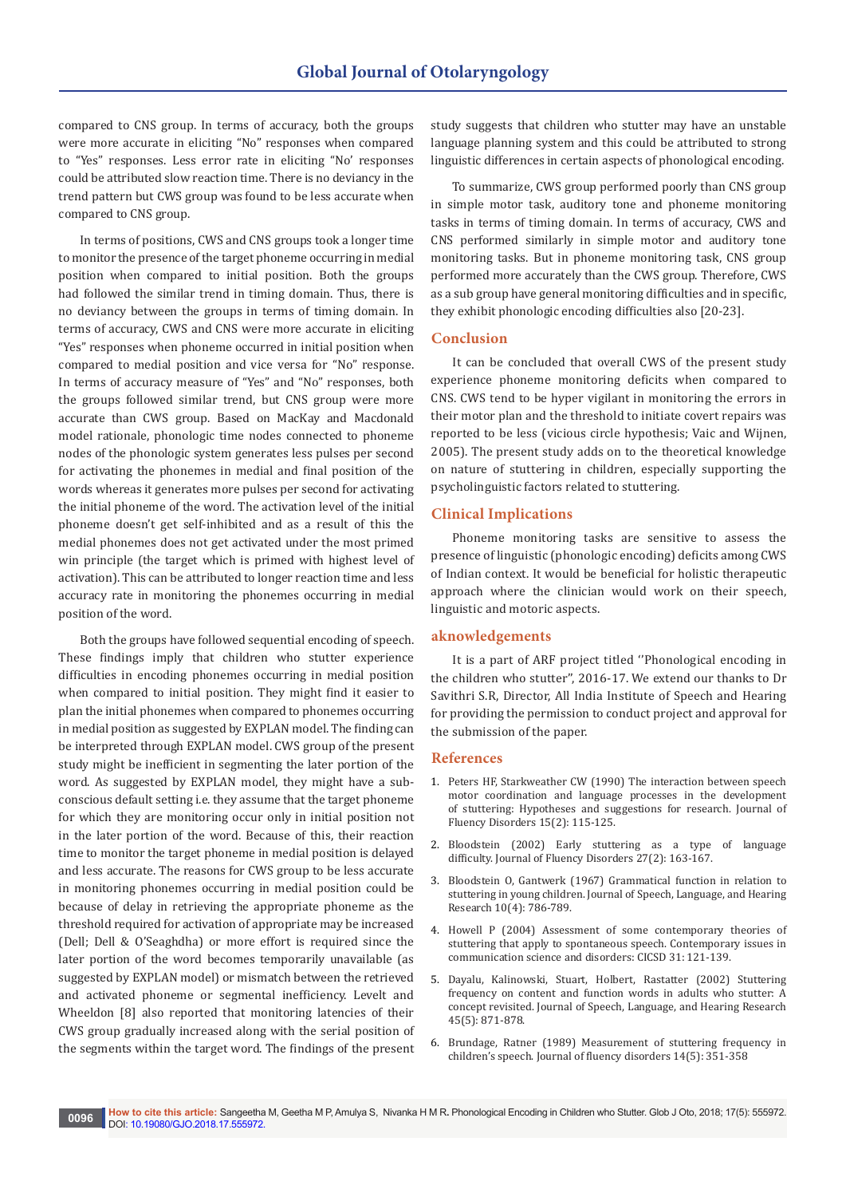compared to CNS group. In terms of accuracy, both the groups were more accurate in eliciting "No" responses when compared to "Yes" responses. Less error rate in eliciting "No' responses could be attributed slow reaction time. There is no deviancy in the trend pattern but CWS group was found to be less accurate when compared to CNS group.

In terms of positions, CWS and CNS groups took a longer time to monitor the presence of the target phoneme occurring in medial position when compared to initial position. Both the groups had followed the similar trend in timing domain. Thus, there is no deviancy between the groups in terms of timing domain. In terms of accuracy, CWS and CNS were more accurate in eliciting "Yes" responses when phoneme occurred in initial position when compared to medial position and vice versa for "No" response. In terms of accuracy measure of "Yes" and "No" responses, both the groups followed similar trend, but CNS group were more accurate than CWS group. Based on MacKay and Macdonald model rationale, phonologic time nodes connected to phoneme nodes of the phonologic system generates less pulses per second for activating the phonemes in medial and final position of the words whereas it generates more pulses per second for activating the initial phoneme of the word. The activation level of the initial phoneme doesn't get self-inhibited and as a result of this the medial phonemes does not get activated under the most primed win principle (the target which is primed with highest level of activation). This can be attributed to longer reaction time and less accuracy rate in monitoring the phonemes occurring in medial position of the word.

Both the groups have followed sequential encoding of speech. These findings imply that children who stutter experience difficulties in encoding phonemes occurring in medial position when compared to initial position. They might find it easier to plan the initial phonemes when compared to phonemes occurring in medial position as suggested by EXPLAN model. The finding can be interpreted through EXPLAN model. CWS group of the present study might be inefficient in segmenting the later portion of the word. As suggested by EXPLAN model, they might have a sub-conscious default setting i.e. they assume that the target phoneme for which they are monitoring occur only in initial position not in the later portion of the word. Because of this, their reaction time to monitor the target phoneme in medial position is delayed and less accurate. The reasons for CWS group to be less accurate in monitoring phonemes occurring in medial position could be because of delay in retrieving the appropriate phoneme as the threshold required for activation of appropriate may be increased (Dell; Dell & O'Seaghdha) or more effort is required since the later portion of the word becomes temporarily unavailable (as suggested by EXPLAN model) or mismatch between the retrieved and activated phoneme or segmental inefficiency. Levelt and Wheeldon [8] also reported that monitoring latencies of their CWS group gradually increased along with the serial position of the segments within the target word. The findings of the present study suggests that children who stutter may have an unstable language planning system and this could be attributed to strong linguistic differences in certain aspects of phonological encoding.

To summarize, CWS group performed poorly than CNS group in simple motor task, auditory tone and phoneme monitoring tasks in terms of timing domain. In terms of accuracy, CWS and CNS performed similarly in simple motor and auditory tone monitoring tasks. But in phoneme monitoring task, CNS group performed more accurately than the CWS group. Therefore, CWS as a sub group have general monitoring difficulties and in specific, they exhibit phonologic encoding difficulties also [20-23].

## Conclusion

It can be concluded that overall CWS of the present study experience phoneme monitoring deficits when compared to CNS. CWS tend to be hyper vigilant in monitoring the errors in their motor plan and the threshold to initiate covert repairs was reported to be less (vicious circle hypothesis; Vaic and Wijnen, 2005). The present study adds on to the theoretical knowledge on nature of stuttering in children, especially supporting the psycholinguistic factors related to stuttering.

## Clinical Implications

Phoneme monitoring tasks are sensitive to assess the presence of linguistic (phonologic encoding) deficits among CWS of Indian context. It would be beneficial for holistic therapeutic approach where the clinician would work on their speech, linguistic and motoric aspects.

## aknowledgements

It is a part of ARF project titled ''Phonological encoding in the children who stutter", 2016-17. We extend our thanks to Dr Savithri S.R, Director, All India Institute of Speech and Hearing for providing the permission to conduct project and approval for the submission of the paper.

## References

1. Peters HF, Starkweather CW (1990) The interaction between speech motor coordination and language processes in the development of stuttering: Hypotheses and suggestions for research. Journal of Fluency Disorders 15(2): 115-125.
2. Bloodstein (2002) Early stuttering as a type of language difficulty. Journal of Fluency Disorders 27(2): 163-167.
3. Bloodstein O, Gantwerk (1967) Grammatical function in relation to stuttering in young children. Journal of Speech, Language, and Hearing Research 10(4): 786-789.
4. Howell P (2004) Assessment of some contemporary theories of stuttering that apply to spontaneous speech. Contemporary issues in communication science and disorders: CICSD 31: 121-139.
5. Dayalu, Kalinowski, Stuart, Holbert, Rastatter (2002) Stuttering frequency on content and function words in adults who stutter: A concept revisited. Journal of Speech, Language, and Hearing Research 45(5): 871-878.
6. Brundage, Ratner (1989) Measurement of stuttering frequency in children's speech. Journal of fluency disorders 14(5): 351-358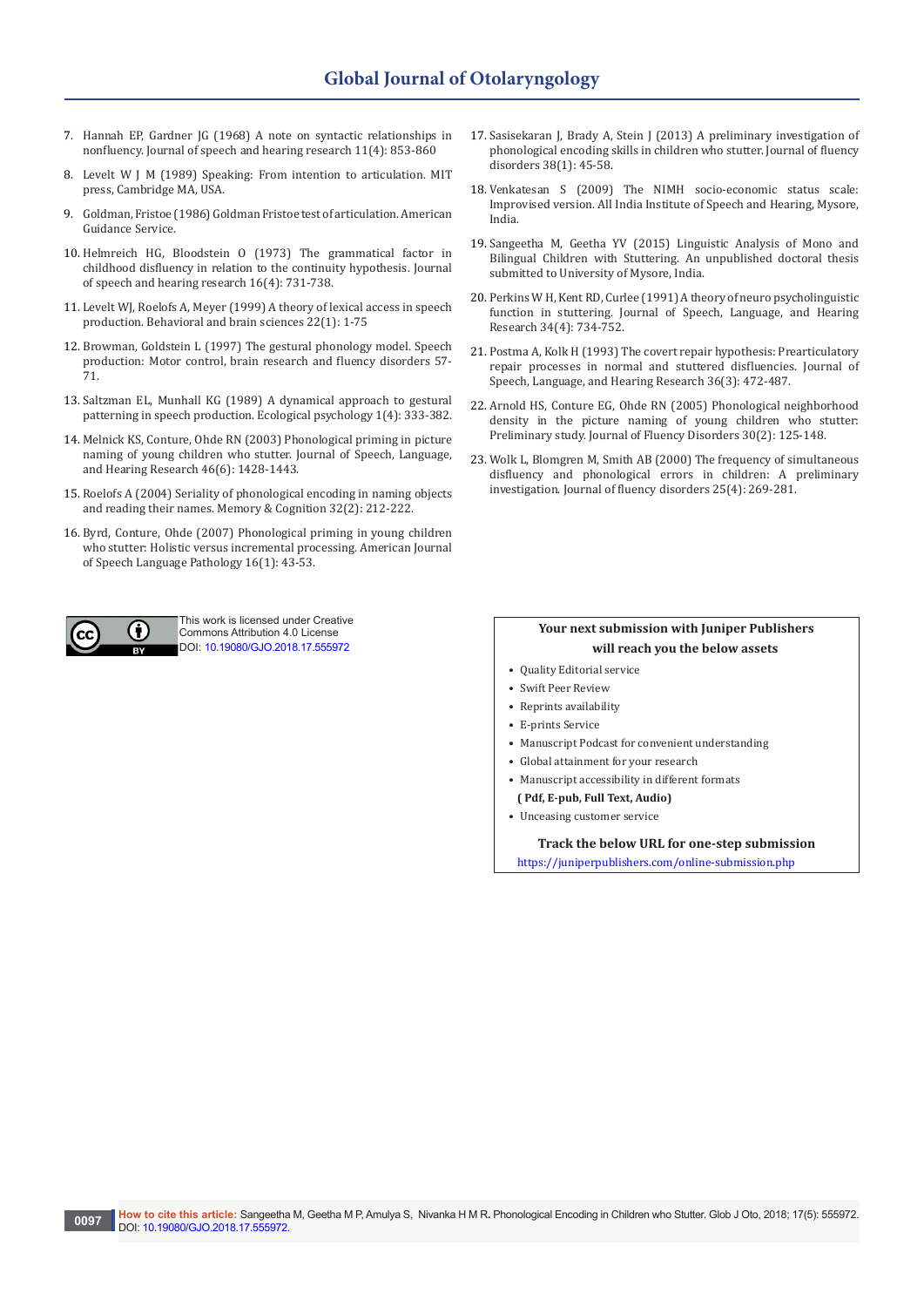7. Hannah EP, Gardner JG (1968) A note on syntactic relationships in nonfluency. Journal of speech and hearing research 11(4): 853-860

8. Levelt W J M (1989) Speaking: From intention to articulation. MIT press, Cambridge MA, USA.

9. Goldman, Fristoe (1986) Goldman Fristoe test of articulation. American Guidance Service.

10. Helmreich HG, Bloodstein O (1973) The grammatical factor in childhood disfluency in relation to the continuity hypothesis. Journal of speech and hearing research 16(4): 731-738.

11. Levelt WJ, Roelofs A, Meyer (1999) A theory of lexical access in speech production. Behavioral and brain sciences 22(1): 1-75

12. Browman, Goldstein L (1997) The gestural phonology model. Speech production: Motor control, brain research and fluency disorders 57-71.

13. Saltzman EL, Munhall KG (1989) A dynamical approach to gestural patterning in speech production. Ecological psychology 1(4): 333-382.

14. Melnick KS, Conture, Ohde RN (2003) Phonological priming in picture naming of young children who stutter. Journal of Speech, Language, and Hearing Research 46(6): 1428-1443.

15. Roelofs A (2004) Seriality of phonological encoding in naming objects and reading their names. Memory & Cognition 32(2): 212-222.

16. Byrd, Conture, Ohde (2007) Phonological priming in young children who stutter: Holistic versus incremental processing. American Journal of Speech Language Pathology 16(1): 43-53.

17. Sasisekaran J, Brady A, Stein J (2013) A preliminary investigation of phonological encoding skills in children who stutter. Journal of fluency disorders 38(1): 45-58.

18. Venkatesan S (2009) The NIMH socio-economic status scale: Improvised version. All India Institute of Speech and Hearing, Mysore, India.

19. Sangeetha M, Geetha YV (2015) Linguistic Analysis of Mono and Bilingual Children with Stuttering. An unpublished doctoral thesis submitted to University of Mysore, India.

20. Perkins W H, Kent RD, Curlee (1991) A theory of neuro psycholinguistic function in stuttering. Journal of Speech, Language, and Hearing Research 34(4): 734-752.

21. Postma A, Kolk H (1993) The covert repair hypothesis: Prearticulatory repair processes in normal and stuttered disfluencies. Journal of Speech, Language, and Hearing Research 36(3): 472-487.

22. Arnold HS, Conture EG, Ohde RN (2005) Phonological neighborhood density in the picture naming of young children who stutter: Preliminary study. Journal of Fluency Disorders 30(2): 125-148.

23. Wolk L, Blomgren M, Smith AB (2000) The frequency of simultaneous disfluency and phonological errors in children: A preliminary investigation. Journal of fluency disorders 25(4): 269-281.

This work is licensed under Creative Commons Attribution 4.0 License
DOI: 10.19080/GJO.2018.17.555972

**Your next submission with Juniper Publishers will reach you the below assets**

- Quality Editorial service
- Swift Peer Review
- Reprints availability
- E-prints Service
- Manuscript Podcast for convenient understanding
- Global attainment for your research
- Manuscript accessibility in different formats

**( Pdf, E-pub, Full Text, Audio)**

- Unceasing customer service

**Track the below URL for one-step submission**
https://juniperpublishers.com/online-submission.php

**How to cite this article:** Sangeetha M, Geetha M P, Amulya S, Nivanka H M R. Phonological Encoding in Children who Stutter. Glob J Oto, 2018; 17(5): 555972. DOI: 10.19080/GJO.2018.17.555972.